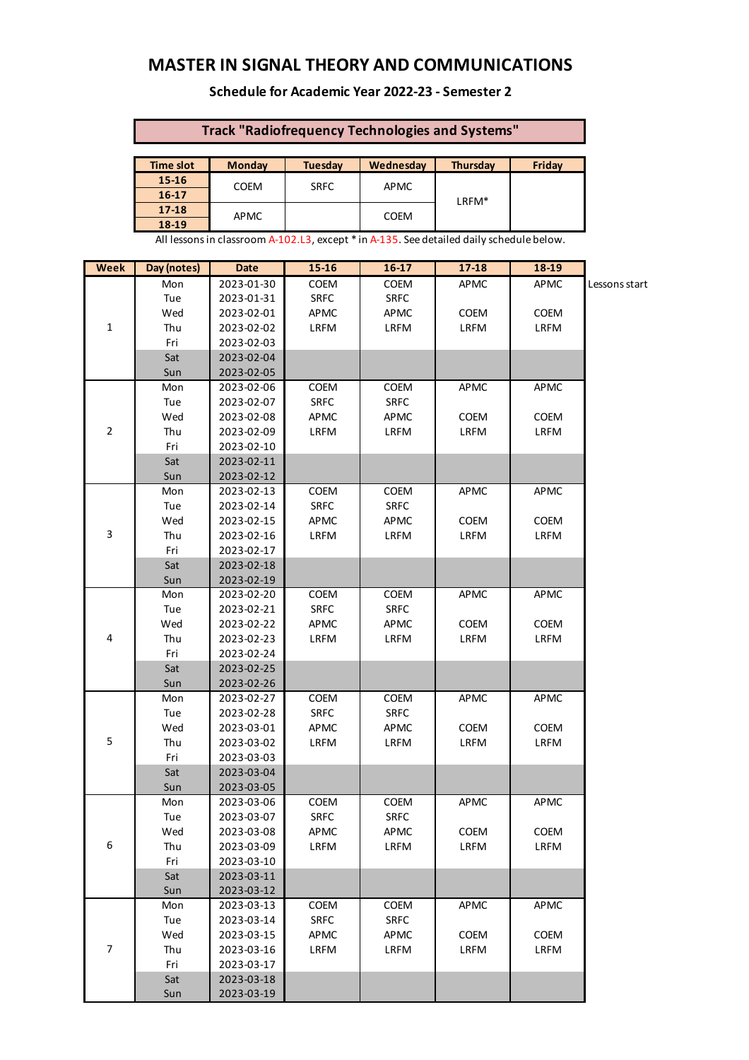# MASTER IN SIGNAL THEORY AND COMMUNICATIONS

## Schedule for Academic Year 2022-23 - Semester 2

### Track "Radiofrequency Technologies and Systems"

| Time slot | Monday | Tuesday | Wednesday | Thursday | Friday |
|---|---|---|---|---|---|
| 15-16 | COEM | SFRC | APMC | LRFM* | |
| 16-17 | COEM | SFRC | APMC | LRFM* | |
| 17-18 | APMC | | COEM | LRFM* | |
| 18-19 | APMC | | COEM | LRFM* | |

All lessons in classroom A-102.L3, except * in A-135. See detailed daily schedule below.

| Week | Day (notes) | Date | 15-16 | 16-17 | 17-18 | 18-19 | |
|---|---|---|---|---|---|---|---|
| 1 | Mon | 2023-01-30 | COEM | COEM | APMC | APMC | Lessons start |
| | Tue | 2023-01-31 | SRFC | SRFC | | | |
| | Wed | 2023-02-01 | APMC | APMC | COEM | COEM | |
| | Thu | 2023-02-02 | LRFM | LRFM | LRFM | LRFM | |
| | Fri | 2023-02-03 | | | | | |
| | Sat | 2023-02-04 | | | | | |
| | Sun | 2023-02-05 | | | | | |
| 2 | Mon | 2023-02-06 | COEM | COEM | APMC | APMC | |
| | Tue | 2023-02-07 | SRFC | SRFC | | | |
| | Wed | 2023-02-08 | APMC | APMC | COEM | COEM | |
| | Thu | 2023-02-09 | LRFM | LRFM | LRFM | LRFM | |
| | Fri | 2023-02-10 | | | | | |
| | Sat | 2023-02-11 | | | | | |
| | Sun | 2023-02-12 | | | | | |
| 3 | Mon | 2023-02-13 | COEM | COEM | APMC | APMC | |
| | Tue | 2023-02-14 | SRFC | SRFC | | | |
| | Wed | 2023-02-15 | APMC | APMC | COEM | COEM | |
| | Thu | 2023-02-16 | LRFM | LRFM | LRFM | LRFM | |
| | Fri | 2023-02-17 | | | | | |
| | Sat | 2023-02-18 | | | | | |
| | Sun | 2023-02-19 | | | | | |
| 4 | Mon | 2023-02-20 | COEM | COEM | APMC | APMC | |
| | Tue | 2023-02-21 | SRFC | SRFC | | | |
| | Wed | 2023-02-22 | APMC | APMC | COEM | COEM | |
| | Thu | 2023-02-23 | LRFM | LRFM | LRFM | LRFM | |
| | Fri | 2023-02-24 | | | | | |
| | Sat | 2023-02-25 | | | | | |
| | Sun | 2023-02-26 | | | | | |
| 5 | Mon | 2023-02-27 | COEM | COEM | APMC | APMC | |
| | Tue | 2023-02-28 | SRFC | SRFC | | | |
| | Wed | 2023-03-01 | APMC | APMC | COEM | COEM | |
| | Thu | 2023-03-02 | LRFM | LRFM | LRFM | LRFM | |
| | Fri | 2023-03-03 | | | | | |
| | Sat | 2023-03-04 | | | | | |
| | Sun | 2023-03-05 | | | | | |
| 6 | Mon | 2023-03-06 | COEM | COEM | APMC | APMC | |
| | Tue | 2023-03-07 | SRFC | SRFC | | | |
| | Wed | 2023-03-08 | APMC | APMC | COEM | COEM | |
| | Thu | 2023-03-09 | LRFM | LRFM | LRFM | LRFM | |
| | Fri | 2023-03-10 | | | | | |
| | Sat | 2023-03-11 | | | | | |
| | Sun | 2023-03-12 | | | | | |
| 7 | Mon | 2023-03-13 | COEM | COEM | APMC | APMC | |
| | Tue | 2023-03-14 | SRFC | SRFC | | | |
| | Wed | 2023-03-15 | APMC | APMC | COEM | COEM | |
| | Thu | 2023-03-16 | LRFM | LRFM | LRFM | LRFM | |
| | Fri | 2023-03-17 | | | | | |
| | Sat | 2023-03-18 | | | | | |
| | Sun | 2023-03-19 | | | | | |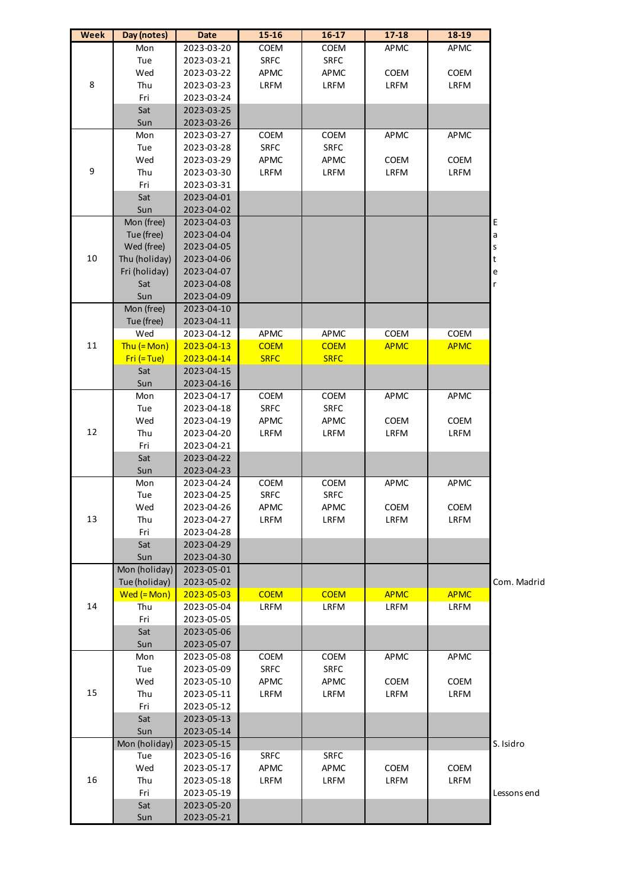| Week | Day (notes) | Date | 15-16 | 16-17 | 17-18 | 18-19 | |
|---|---|---|---|---|---|---|---|
| 8 | Mon | 2023-03-20 | COEM | COEM | APMC | APMC | |
| | Tue | 2023-03-21 | SRFC | SRFC | | | |
| | Wed | 2023-03-22 | APMC | APMC | COEM | COEM | |
| | Thu | 2023-03-23 | LRFM | LRFM | LRFM | LRFM | |
| | Fri | 2023-03-24 | | | | | |
| | Sat | 2023-03-25 | | | | | |
| | Sun | 2023-03-26 | | | | | |
| 9 | Mon | 2023-03-27 | COEM | COEM | APMC | APMC | |
| | Tue | 2023-03-28 | SRFC | SRFC | | | |
| | Wed | 2023-03-29 | APMC | APMC | COEM | COEM | |
| | Thu | 2023-03-30 | LRFM | LRFM | LRFM | LRFM | |
| | Fri | 2023-03-31 | | | | | |
| | Sat | 2023-04-01 | | | | | |
| | Sun | 2023-04-02 | | | | | |
| 10 | Mon (free) | 2023-04-03 | | | | | Easter |
| | Tue (free) | 2023-04-04 | | | | | |
| | Wed (free) | 2023-04-05 | | | | | |
| | Thu (holiday) | 2023-04-06 | | | | | |
| | Fri (holiday) | 2023-04-07 | | | | | |
| | Sat | 2023-04-08 | | | | | |
| | Sun | 2023-04-09 | | | | | |
| 11 | Mon (free) | 2023-04-10 | | | | | |
| | Tue (free) | 2023-04-11 | | | | | |
| | Wed | 2023-04-12 | APMC | APMC | COEM | COEM | |
| | Thu (= Mon) | 2023-04-13 | COEM | COEM | APMC | APMC | |
| | Fri (= Tue) | 2023-04-14 | SRFC | SRFC | | | |
| | Sat | 2023-04-15 | | | | | |
| | Sun | 2023-04-16 | | | | | |
| 12 | Mon | 2023-04-17 | COEM | COEM | APMC | APMC | |
| | Tue | 2023-04-18 | SRFC | SRFC | | | |
| | Wed | 2023-04-19 | APMC | APMC | COEM | COEM | |
| | Thu | 2023-04-20 | LRFM | LRFM | LRFM | LRFM | |
| | Fri | 2023-04-21 | | | | | |
| | Sat | 2023-04-22 | | | | | |
| | Sun | 2023-04-23 | | | | | |
| 13 | Mon | 2023-04-24 | COEM | COEM | APMC | APMC | |
| | Tue | 2023-04-25 | SRFC | SRFC | | | |
| | Wed | 2023-04-26 | APMC | APMC | COEM | COEM | |
| | Thu | 2023-04-27 | LRFM | LRFM | LRFM | LRFM | |
| | Fri | 2023-04-28 | | | | | |
| | Sat | 2023-04-29 | | | | | |
| | Sun | 2023-04-30 | | | | | |
| 14 | Mon (holiday) | 2023-05-01 | | | | | |
| | Tue (holiday) | 2023-05-02 | | | | | Com. Madrid |
| | Wed (= Mon) | 2023-05-03 | COEM | COEM | APMC | APMC | |
| | Thu | 2023-05-04 | LRFM | LRFM | LRFM | LRFM | |
| | Fri | 2023-05-05 | | | | | |
| | Sat | 2023-05-06 | | | | | |
| | Sun | 2023-05-07 | | | | | |
| 15 | Mon | 2023-05-08 | COEM | COEM | APMC | APMC | |
| | Tue | 2023-05-09 | SRFC | SRFC | | | |
| | Wed | 2023-05-10 | APMC | APMC | COEM | COEM | |
| | Thu | 2023-05-11 | LRFM | LRFM | LRFM | LRFM | |
| | Fri | 2023-05-12 | | | | | |
| | Sat | 2023-05-13 | | | | | |
| | Sun | 2023-05-14 | | | | | |
| 16 | Mon (holiday) | 2023-05-15 | | | | | S. Isidro |
| | Tue | 2023-05-16 | SRFC | SRFC | | | |
| | Wed | 2023-05-17 | APMC | APMC | COEM | COEM | |
| | Thu | 2023-05-18 | LRFM | LRFM | LRFM | LRFM | |
| | Fri | 2023-05-19 | | | | | Lessons end |
| | Sat | 2023-05-20 | | | | | |
| | Sun | 2023-05-21 | | | | | |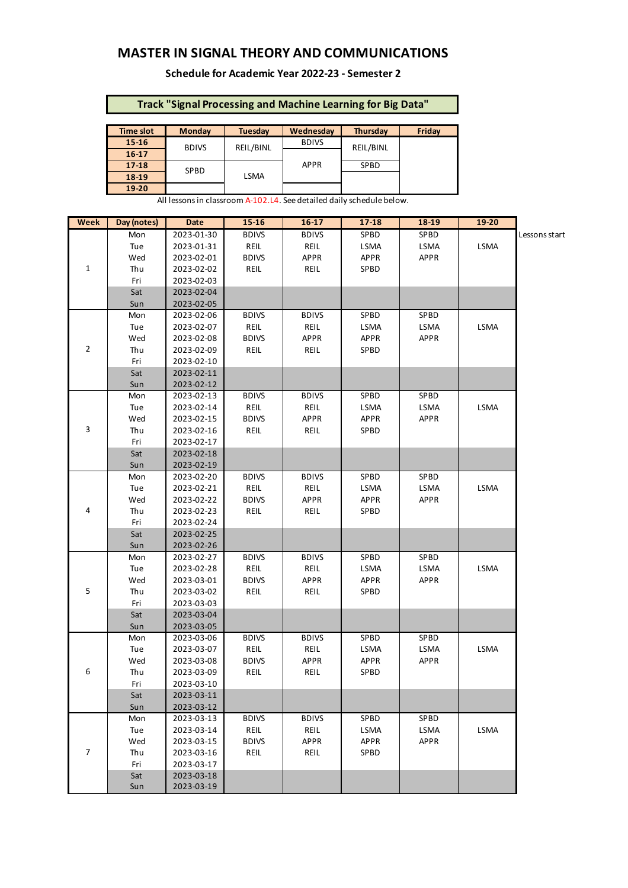# MASTER IN SIGNAL THEORY AND COMMUNICATIONS

### Schedule for Academic Year 2022-23 - Semester 2

## Track "Signal Processing and Machine Learning for Big Data"

| Time slot | Monday | Tuesday | Wednesday | Thursday | Friday |
|---|---|---|---|---|---|
| 15-16 | BDIVS | REIL/BINL | BDIVS | REIL/BINL | |
| 16-17 | BDIVS | REIL/BINL | APPR | REIL/BINL | |
| 17-18 | SPBD | LSMA | APPR | SPBD | |
| 18-19 | SPBD | LSMA | APPR | | |
| 19-20 | | LSMA | | | |

All lessons in classroom A-102.L4. See detailed daily schedule below.

| Week | Day (notes) | Date | 15-16 | 16-17 | 17-18 | 18-19 | 19-20 | |
|---|---|---|---|---|---|---|---|---|
| 1 | Mon | 2023-01-30 | BDIVS | BDIVS | SPBD | SPBD | | Lessons start |
| | Tue | 2023-01-31 | REIL | REIL | LSMA | LSMA | LSMA | |
| | Wed | 2023-02-01 | BDIVS | APPR | APPR | APPR | | |
| | Thu | 2023-02-02 | REIL | REIL | SPBD | | | |
| | Fri | 2023-02-03 | | | | | | |
| | Sat | 2023-02-04 | | | | | | |
| | Sun | 2023-02-05 | | | | | | |
| 2 | Mon | 2023-02-06 | BDIVS | BDIVS | SPBD | SPBD | | |
| | Tue | 2023-02-07 | REIL | REIL | LSMA | LSMA | LSMA | |
| | Wed | 2023-02-08 | BDIVS | APPR | APPR | APPR | | |
| | Thu | 2023-02-09 | REIL | REIL | SPBD | | | |
| | Fri | 2023-02-10 | | | | | | |
| | Sat | 2023-02-11 | | | | | | |
| | Sun | 2023-02-12 | | | | | | |
| 3 | Mon | 2023-02-13 | BDIVS | BDIVS | SPBD | SPBD | | |
| | Tue | 2023-02-14 | REIL | REIL | LSMA | LSMA | LSMA | |
| | Wed | 2023-02-15 | BDIVS | APPR | APPR | APPR | | |
| | Thu | 2023-02-16 | REIL | REIL | SPBD | | | |
| | Fri | 2023-02-17 | | | | | | |
| | Sat | 2023-02-18 | | | | | | |
| | Sun | 2023-02-19 | | | | | | |
| 4 | Mon | 2023-02-20 | BDIVS | BDIVS | SPBD | SPBD | | |
| | Tue | 2023-02-21 | REIL | REIL | LSMA | LSMA | LSMA | |
| | Wed | 2023-02-22 | BDIVS | APPR | APPR | APPR | | |
| | Thu | 2023-02-23 | REIL | REIL | SPBD | | | |
| | Fri | 2023-02-24 | | | | | | |
| | Sat | 2023-02-25 | | | | | | |
| | Sun | 2023-02-26 | | | | | | |
| 5 | Mon | 2023-02-27 | BDIVS | BDIVS | SPBD | SPBD | | |
| | Tue | 2023-02-28 | REIL | REIL | LSMA | LSMA | LSMA | |
| | Wed | 2023-03-01 | BDIVS | APPR | APPR | APPR | | |
| | Thu | 2023-03-02 | REIL | REIL | SPBD | | | |
| | Fri | 2023-03-03 | | | | | | |
| | Sat | 2023-03-04 | | | | | | |
| | Sun | 2023-03-05 | | | | | | |
| 6 | Mon | 2023-03-06 | BDIVS | BDIVS | SPBD | SPBD | | |
| | Tue | 2023-03-07 | REIL | REIL | LSMA | LSMA | LSMA | |
| | Wed | 2023-03-08 | BDIVS | APPR | APPR | APPR | | |
| | Thu | 2023-03-09 | REIL | REIL | SPBD | | | |
| | Fri | 2023-03-10 | | | | | | |
| | Sat | 2023-03-11 | | | | | | |
| | Sun | 2023-03-12 | | | | | | |
| 7 | Mon | 2023-03-13 | BDIVS | BDIVS | SPBD | SPBD | | |
| | Tue | 2023-03-14 | REIL | REIL | LSMA | LSMA | LSMA | |
| | Wed | 2023-03-15 | BDIVS | APPR | APPR | APPR | | |
| | Thu | 2023-03-16 | REIL | REIL | SPBD | | | |
| | Fri | 2023-03-17 | | | | | | |
| | Sat | 2023-03-18 | | | | | | |
| | Sun | 2023-03-19 | | | | | | |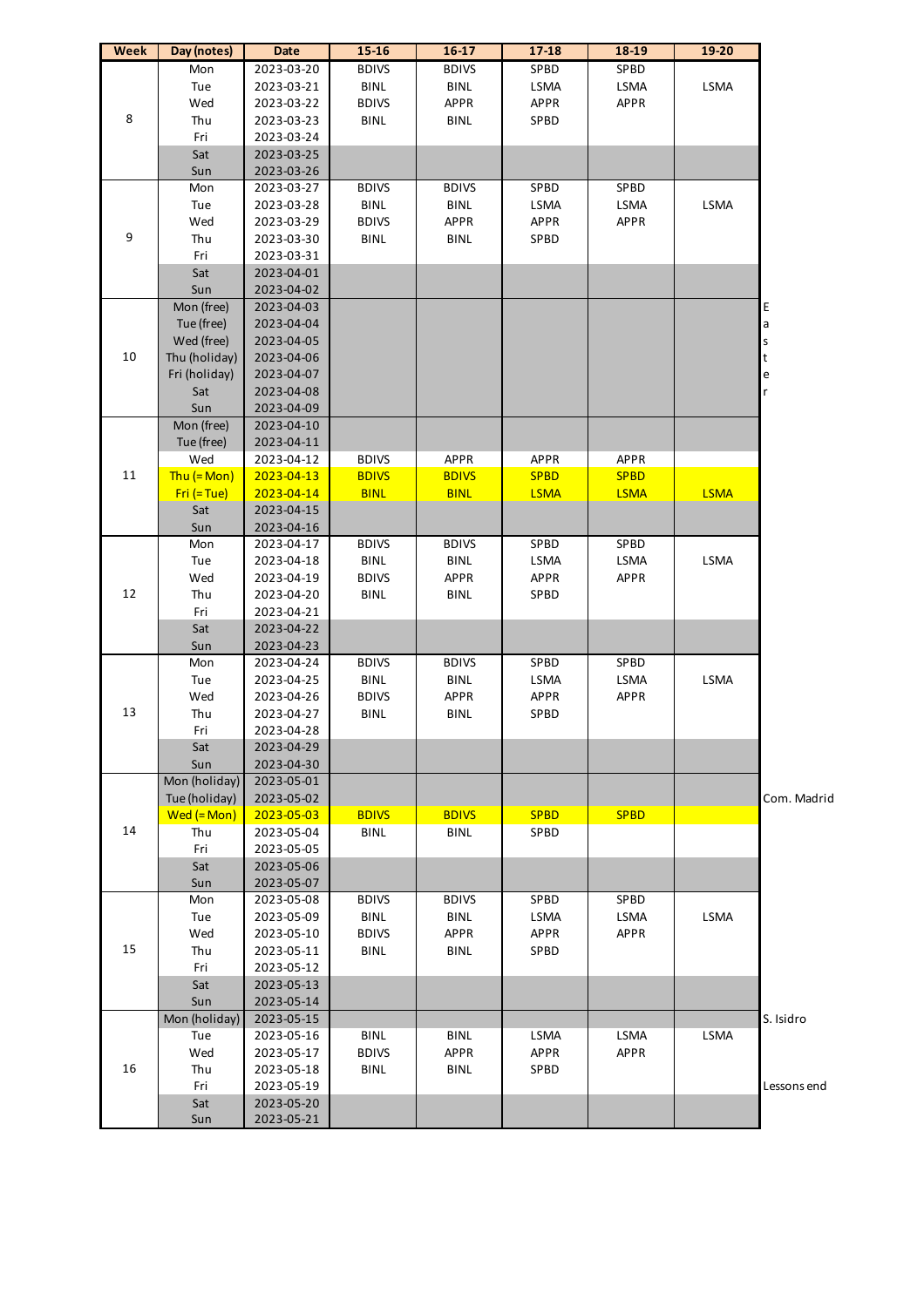| Week | Day (notes) | Date | 15-16 | 16-17 | 17-18 | 18-19 | 19-20 | |
|---|---|---|---|---|---|---|---|---|
| 8 | Mon | 2023-03-20 | BDIVS | BDIVS | SPBD | SPBD | | |
| | Tue | 2023-03-21 | BINL | BINL | LSMA | LSMA | LSMA | |
| | Wed | 2023-03-22 | BDIVS | APPR | APPR | APPR | | |
| | Thu | 2023-03-23 | BINL | BINL | SPBD | | | |
| | Fri | 2023-03-24 | | | | | | |
| | Sat | 2023-03-25 | | | | | | |
| | Sun | 2023-03-26 | | | | | | |
| 9 | Mon | 2023-03-27 | BDIVS | BDIVS | SPBD | SPBD | | |
| | Tue | 2023-03-28 | BINL | BINL | LSMA | LSMA | LSMA | |
| | Wed | 2023-03-29 | BDIVS | APPR | APPR | APPR | | |
| | Thu | 2023-03-30 | BINL | BINL | SPBD | | | |
| | Fri | 2023-03-31 | | | | | | |
| | Sat | 2023-04-01 | | | | | | |
| | Sun | 2023-04-02 | | | | | | |
| 10 | Mon (free) | 2023-04-03 | | | | | | Easter |
| | Tue (free) | 2023-04-04 | | | | | | |
| | Wed (free) | 2023-04-05 | | | | | | |
| | Thu (holiday) | 2023-04-06 | | | | | | |
| | Fri (holiday) | 2023-04-07 | | | | | | |
| | Sat | 2023-04-08 | | | | | | |
| | Sun | 2023-04-09 | | | | | | |
| 11 | Mon (free) | 2023-04-10 | | | | | | |
| | Tue (free) | 2023-04-11 | | | | | | |
| | Wed | 2023-04-12 | BDIVS | APPR | APPR | APPR | | |
| | Thu (= Mon) | 2023-04-13 | BDIVS | BDIVS | SPBD | SPBD | | |
| | Fri (= Tue) | 2023-04-14 | BINL | BINL | LSMA | LSMA | LSMA | |
| | Sat | 2023-04-15 | | | | | | |
| | Sun | 2023-04-16 | | | | | | |
| 12 | Mon | 2023-04-17 | BDIVS | BDIVS | SPBD | SPBD | | |
| | Tue | 2023-04-18 | BINL | BINL | LSMA | LSMA | LSMA | |
| | Wed | 2023-04-19 | BDIVS | APPR | APPR | APPR | | |
| | Thu | 2023-04-20 | BINL | BINL | SPBD | | | |
| | Fri | 2023-04-21 | | | | | | |
| | Sat | 2023-04-22 | | | | | | |
| | Sun | 2023-04-23 | | | | | | |
| 13 | Mon | 2023-04-24 | BDIVS | BDIVS | SPBD | SPBD | | |
| | Tue | 2023-04-25 | BINL | BINL | LSMA | LSMA | LSMA | |
| | Wed | 2023-04-26 | BDIVS | APPR | APPR | APPR | | |
| | Thu | 2023-04-27 | BINL | BINL | SPBD | | | |
| | Fri | 2023-04-28 | | | | | | |
| | Sat | 2023-04-29 | | | | | | |
| | Sun | 2023-04-30 | | | | | | |
| 14 | Mon (holiday) | 2023-05-01 | | | | | | |
| | Tue (holiday) | 2023-05-02 | | | | | | Com. Madrid |
| | Wed (= Mon) | 2023-05-03 | BDIVS | BDIVS | SPBD | SPBD | | |
| | Thu | 2023-05-04 | BINL | BINL | SPBD | | | |
| | Fri | 2023-05-05 | | | | | | |
| | Sat | 2023-05-06 | | | | | | |
| | Sun | 2023-05-07 | | | | | | |
| 15 | Mon | 2023-05-08 | BDIVS | BDIVS | SPBD | SPBD | | |
| | Tue | 2023-05-09 | BINL | BINL | LSMA | LSMA | LSMA | |
| | Wed | 2023-05-10 | BDIVS | APPR | APPR | APPR | | |
| | Thu | 2023-05-11 | BINL | BINL | SPBD | | | |
| | Fri | 2023-05-12 | | | | | | |
| | Sat | 2023-05-13 | | | | | | |
| | Sun | 2023-05-14 | | | | | | |
| 16 | Mon (holiday) | 2023-05-15 | | | | | | S. Isidro |
| | Tue | 2023-05-16 | BINL | BINL | LSMA | LSMA | LSMA | |
| | Wed | 2023-05-17 | BDIVS | APPR | APPR | APPR | | |
| | Thu | 2023-05-18 | BINL | BINL | SPBD | | | |
| | Fri | 2023-05-19 | | | | | | Lessons end |
| | Sat | 2023-05-20 | | | | | | |
| | Sun | 2023-05-21 | | | | | | |